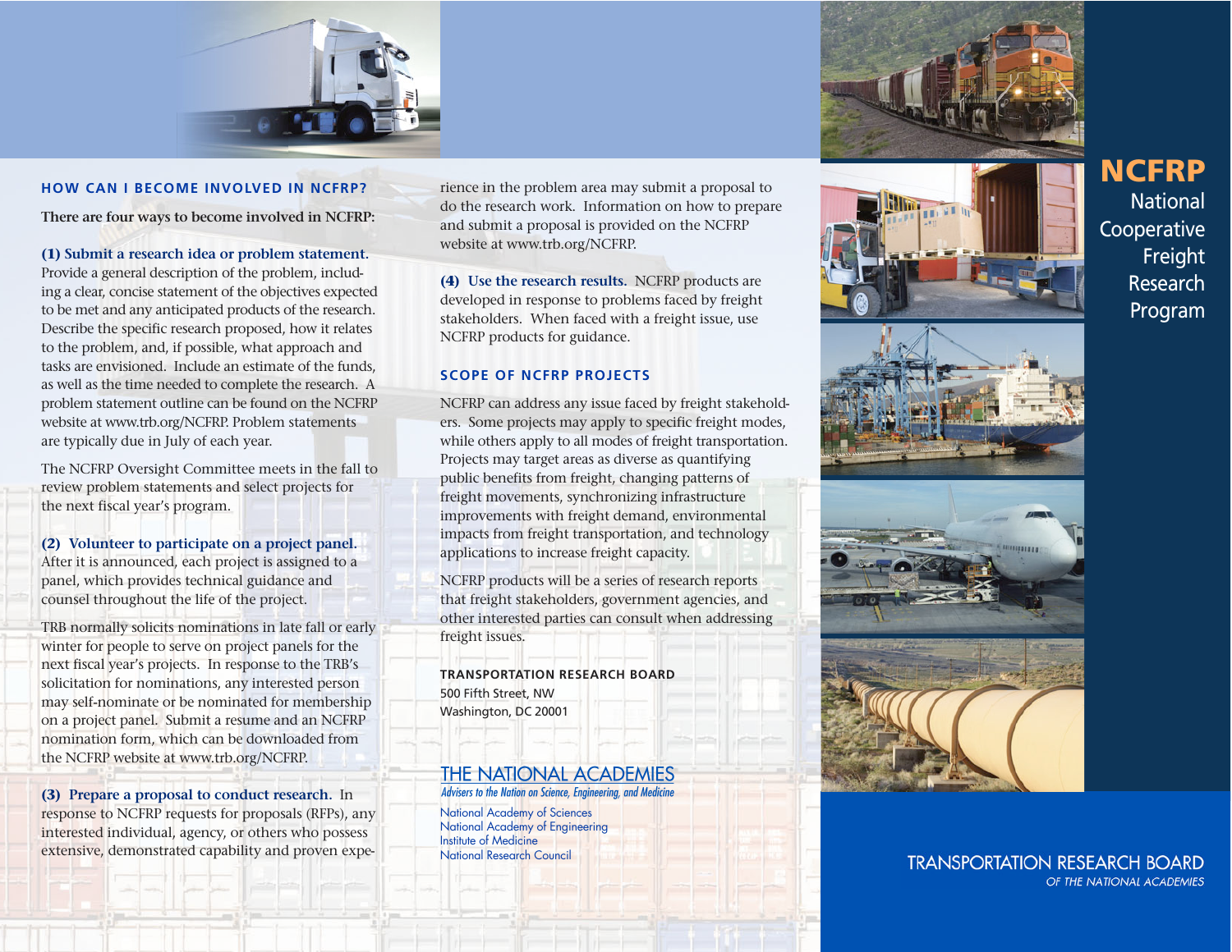# NCFRP

National Cooperative Freight Research Program

## HOW CAN I BECOME INVOLVED IN NCFRP?

**There are four ways to become involved in NCFRP:**

**(1) Submit a research idea or problem statement.** Provide a general description of the problem, including a clear, concise statement of the objectives expected to be met and any anticipated products of the research. Describe the specific research proposed, how it relates to the problem, and, if possible, what approach and tasks are envisioned. Include an estimate of the funds, as well as the time needed to complete the research. A problem statement outline can be found on the NCFRP website at www.trb.org/NCFRP. Problem statements are typically due in July of each year.

The NCFRP Oversight Committee meets in the fall to review problem statements and select projects for the next fiscal year's program.

**(2) Volunteer to participate on a project panel.** After it is announced, each project is assigned to a panel, which provides technical guidance and counsel throughout the life of the project.

TRB normally solicits nominations in late fall or early winter for people to serve on project panels for the next fiscal year's projects. In response to the TRB's solicitation for nominations, any interested person may self-nominate or be nominated for membership on a project panel. Submit a resume and an NCFRP nomination form, which can be downloaded from the NCFRP website at www.trb.org/NCFRP.

**(3) Prepare a proposal to conduct research.** In response to NCFRP requests for proposals (RFPs), any interested individual, agency, or others who possess extensive, demonstrated capability and proven experience in the problem area may submit a proposal to do the research work. Information on how to prepare and submit a proposal is provided on the NCFRP website at www.trb.org/NCFRP.

**(4) Use the research results.** NCFRP products are developed in response to problems faced by freight stakeholders. When faced with a freight issue, use NCFRP products for guidance.

## SCOPE OF NCFRP PROJECTS

NCFRP can address any issue faced by freight stakeholders. Some projects may apply to specific freight modes, while others apply to all modes of freight transportation. Projects may target areas as diverse as quantifying public benefits from freight, changing patterns of freight movements, synchronizing infrastructure improvements with freight demand, environmental impacts from freight transportation, and technology applications to increase freight capacity.

NCFRP products will be a series of research reports that freight stakeholders, government agencies, and other interested parties can consult when addressing freight issues.

**TRANSPORTATION RESEARCH BOARD**
500 Fifth Street, NW
Washington, DC 20001

THE NATIONAL ACADEMIES
*Advisers to the Nation on Science, Engineering, and Medicine*

National Academy of Sciences
National Academy of Engineering
Institute of Medicine
National Research Council

TRANSPORTATION RESEARCH BOARD
*OF THE NATIONAL ACADEMIES*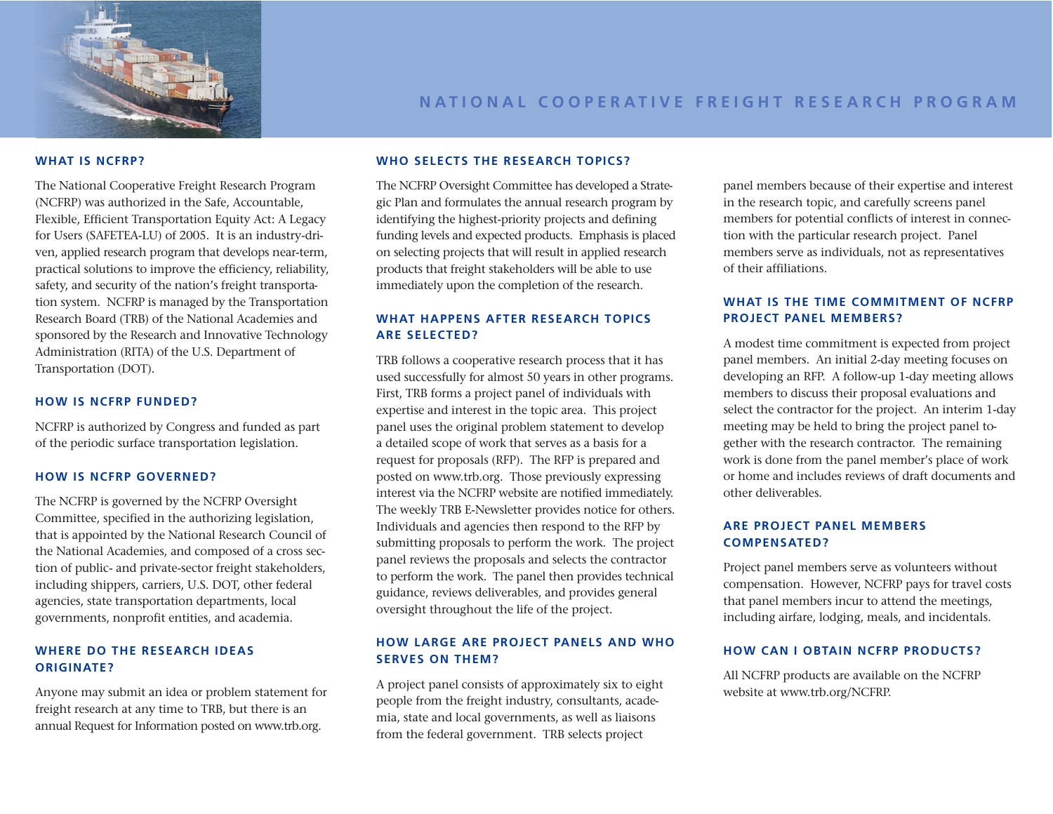# NATIONAL COOPERATIVE FREIGHT RESEARCH PROGRAM

## WHAT IS NCFRP?

The National Cooperative Freight Research Program (NCFRP) was authorized in the Safe, Accountable, Flexible, Efficient Transportation Equity Act: A Legacy for Users (SAFETEA-LU) of 2005. It is an industry-driven, applied research program that develops near-term, practical solutions to improve the efficiency, reliability, safety, and security of the nation's freight transportation system. NCFRP is managed by the Transportation Research Board (TRB) of the National Academies and sponsored by the Research and Innovative Technology Administration (RITA) of the U.S. Department of Transportation (DOT).

## HOW IS NCFRP FUNDED?

NCFRP is authorized by Congress and funded as part of the periodic surface transportation legislation.

## HOW IS NCFRP GOVERNED?

The NCFRP is governed by the NCFRP Oversight Committee, specified in the authorizing legislation, that is appointed by the National Research Council of the National Academies, and composed of a cross section of public- and private-sector freight stakeholders, including shippers, carriers, U.S. DOT, other federal agencies, state transportation departments, local governments, nonprofit entities, and academia.

## WHERE DO THE RESEARCH IDEAS ORIGINATE?

Anyone may submit an idea or problem statement for freight research at any time to TRB, but there is an annual Request for Information posted on www.trb.org.

## WHO SELECTS THE RESEARCH TOPICS?

The NCFRP Oversight Committee has developed a Strategic Plan and formulates the annual research program by identifying the highest-priority projects and defining funding levels and expected products. Emphasis is placed on selecting projects that will result in applied research products that freight stakeholders will be able to use immediately upon the completion of the research.

## WHAT HAPPENS AFTER RESEARCH TOPICS ARE SELECTED?

TRB follows a cooperative research process that it has used successfully for almost 50 years in other programs. First, TRB forms a project panel of individuals with expertise and interest in the topic area. This project panel uses the original problem statement to develop a detailed scope of work that serves as a basis for a request for proposals (RFP). The RFP is prepared and posted on www.trb.org. Those previously expressing interest via the NCFRP website are notified immediately. The weekly TRB E-Newsletter provides notice for others. Individuals and agencies then respond to the RFP by submitting proposals to perform the work. The project panel reviews the proposals and selects the contractor to perform the work. The panel then provides technical guidance, reviews deliverables, and provides general oversight throughout the life of the project.

## HOW LARGE ARE PROJECT PANELS AND WHO SERVES ON THEM?

A project panel consists of approximately six to eight people from the freight industry, consultants, academia, state and local governments, as well as liaisons from the federal government. TRB selects project panel members because of their expertise and interest in the research topic, and carefully screens panel members for potential conflicts of interest in connection with the particular research project. Panel members serve as individuals, not as representatives of their affiliations.

## WHAT IS THE TIME COMMITMENT OF NCFRP PROJECT PANEL MEMBERS?

A modest time commitment is expected from project panel members. An initial 2-day meeting focuses on developing an RFP. A follow-up 1-day meeting allows members to discuss their proposal evaluations and select the contractor for the project. An interim 1-day meeting may be held to bring the project panel together with the research contractor. The remaining work is done from the panel member's place of work or home and includes reviews of draft documents and other deliverables.

## ARE PROJECT PANEL MEMBERS COMPENSATED?

Project panel members serve as volunteers without compensation. However, NCFRP pays for travel costs that panel members incur to attend the meetings, including airfare, lodging, meals, and incidentals.

## HOW CAN I OBTAIN NCFRP PRODUCTS?

All NCFRP products are available on the NCFRP website at www.trb.org/NCFRP.